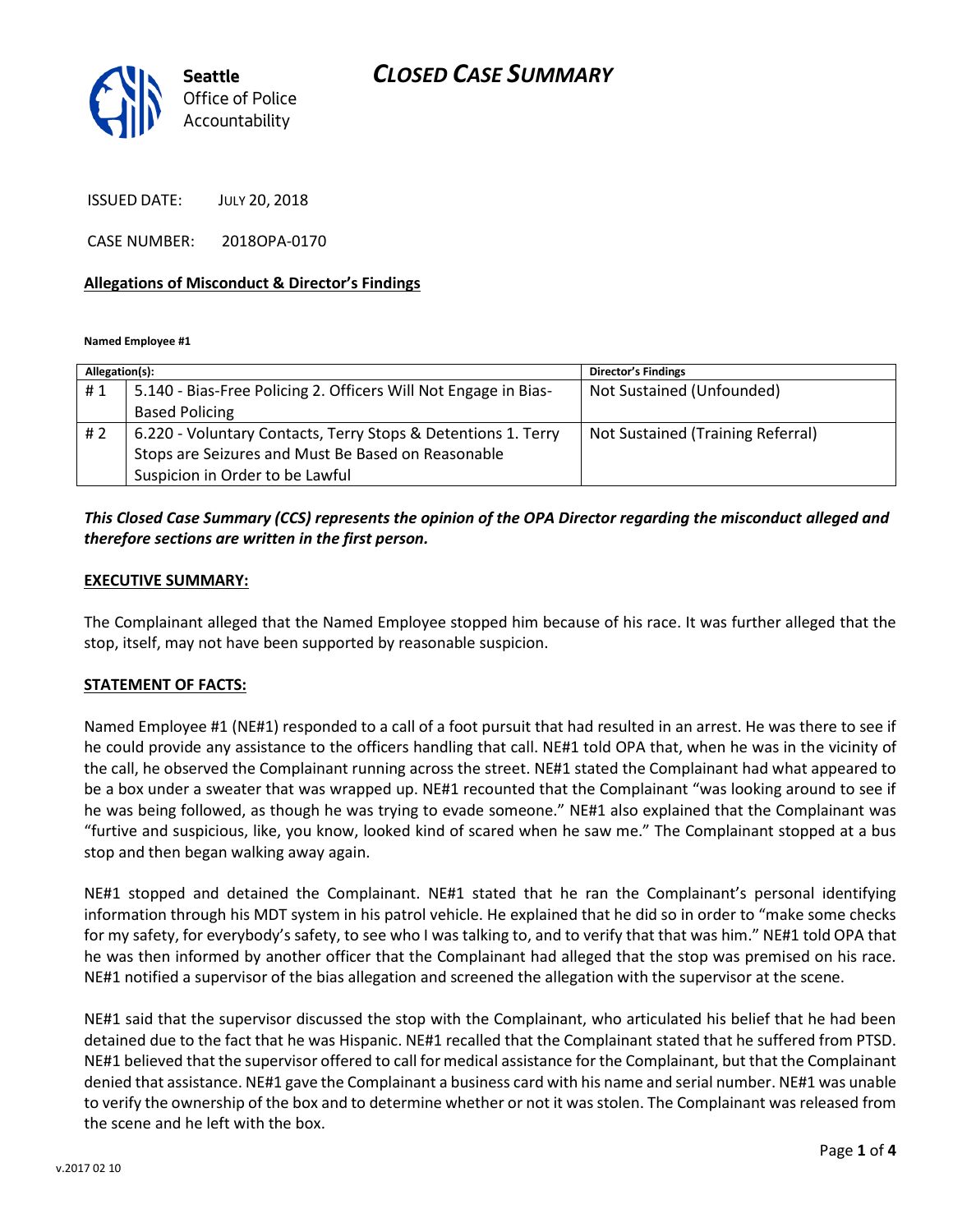# CLOSED CASE SUMMARY

Seattle Office of Police Accountability

ISSUED DATE: JULY 20, 2018

CASE NUMBER: 2018OPA-0170

**Allegations of Misconduct & Director's Findings**

**Named Employee #1**

| Allegation(s): | | Director's Findings |
|---|---|---|
| # 1 | 5.140 - Bias-Free Policing 2. Officers Will Not Engage in Bias-Based Policing | Not Sustained (Unfounded) |
| # 2 | 6.220 - Voluntary Contacts, Terry Stops & Detentions 1. Terry Stops are Seizures and Must Be Based on Reasonable Suspicion in Order to be Lawful | Not Sustained (Training Referral) |

***This Closed Case Summary (CCS) represents the opinion of the OPA Director regarding the misconduct alleged and therefore sections are written in the first person.***

**EXECUTIVE SUMMARY:**

The Complainant alleged that the Named Employee stopped him because of his race. It was further alleged that the stop, itself, may not have been supported by reasonable suspicion.

**STATEMENT OF FACTS:**

Named Employee #1 (NE#1) responded to a call of a foot pursuit that had resulted in an arrest. He was there to see if he could provide any assistance to the officers handling that call. NE#1 told OPA that, when he was in the vicinity of the call, he observed the Complainant running across the street. NE#1 stated the Complainant had what appeared to be a box under a sweater that was wrapped up. NE#1 recounted that the Complainant "was looking around to see if he was being followed, as though he was trying to evade someone." NE#1 also explained that the Complainant was "furtive and suspicious, like, you know, looked kind of scared when he saw me." The Complainant stopped at a bus stop and then began walking away again.

NE#1 stopped and detained the Complainant. NE#1 stated that he ran the Complainant's personal identifying information through his MDT system in his patrol vehicle. He explained that he did so in order to "make some checks for my safety, for everybody's safety, to see who I was talking to, and to verify that that was him." NE#1 told OPA that he was then informed by another officer that the Complainant had alleged that the stop was premised on his race. NE#1 notified a supervisor of the bias allegation and screened the allegation with the supervisor at the scene.

NE#1 said that the supervisor discussed the stop with the Complainant, who articulated his belief that he had been detained due to the fact that he was Hispanic. NE#1 recalled that the Complainant stated that he suffered from PTSD. NE#1 believed that the supervisor offered to call for medical assistance for the Complainant, but that the Complainant denied that assistance. NE#1 gave the Complainant a business card with his name and serial number. NE#1 was unable to verify the ownership of the box and to determine whether or not it was stolen. The Complainant was released from the scene and he left with the box.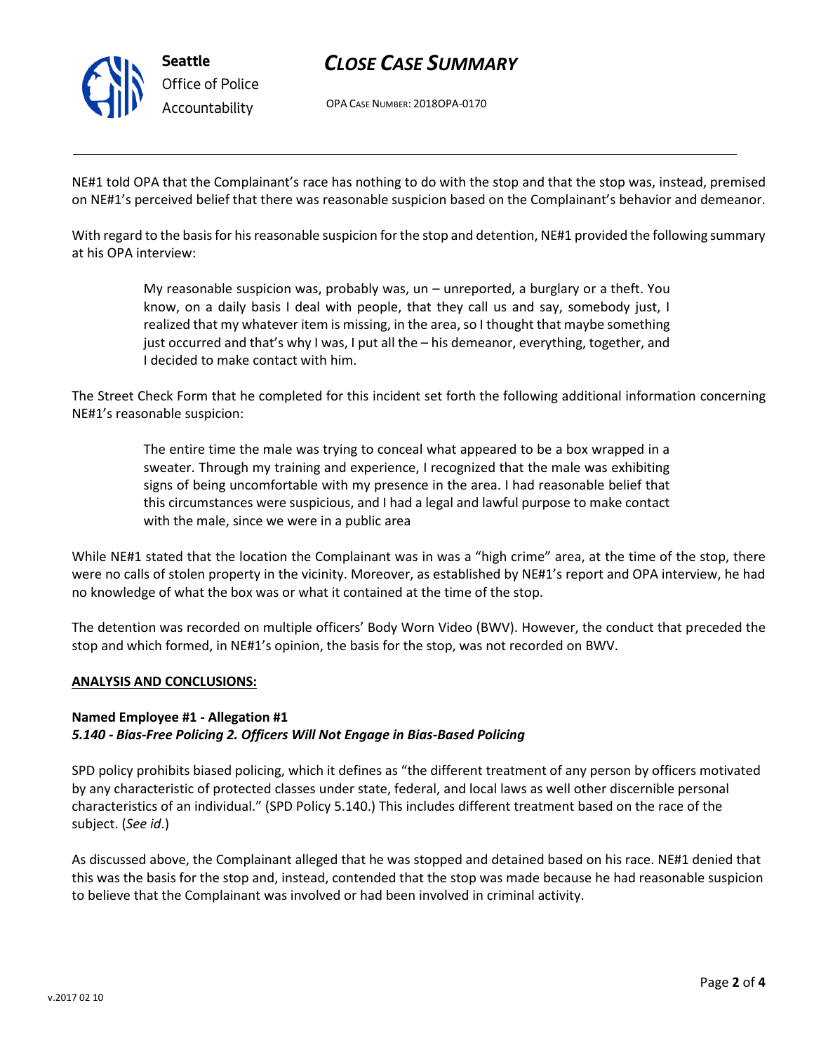NE#1 told OPA that the Complainant's race has nothing to do with the stop and that the stop was, instead, premised on NE#1's perceived belief that there was reasonable suspicion based on the Complainant's behavior and demeanor.

With regard to the basis for his reasonable suspicion for the stop and detention, NE#1 provided the following summary at his OPA interview:

> My reasonable suspicion was, probably was, un – unreported, a burglary or a theft. You know, on a daily basis I deal with people, that they call us and say, somebody just, I realized that my whatever item is missing, in the area, so I thought that maybe something just occurred and that's why I was, I put all the – his demeanor, everything, together, and I decided to make contact with him.

The Street Check Form that he completed for this incident set forth the following additional information concerning NE#1's reasonable suspicion:

> The entire time the male was trying to conceal what appeared to be a box wrapped in a sweater. Through my training and experience, I recognized that the male was exhibiting signs of being uncomfortable with my presence in the area. I had reasonable belief that this circumstances were suspicious, and I had a legal and lawful purpose to make contact with the male, since we were in a public area

While NE#1 stated that the location the Complainant was in was a "high crime" area, at the time of the stop, there were no calls of stolen property in the vicinity. Moreover, as established by NE#1's report and OPA interview, he had no knowledge of what the box was or what it contained at the time of the stop.

The detention was recorded on multiple officers' Body Worn Video (BWV). However, the conduct that preceded the stop and which formed, in NE#1's opinion, the basis for the stop, was not recorded on BWV.

**ANALYSIS AND CONCLUSIONS:**

**Named Employee #1 - Allegation #1**
***5.140 - Bias-Free Policing 2. Officers Will Not Engage in Bias-Based Policing***

SPD policy prohibits biased policing, which it defines as "the different treatment of any person by officers motivated by any characteristic of protected classes under state, federal, and local laws as well other discernible personal characteristics of an individual." (SPD Policy 5.140.) This includes different treatment based on the race of the subject. (*See id*.)

As discussed above, the Complainant alleged that he was stopped and detained based on his race. NE#1 denied that this was the basis for the stop and, instead, contended that the stop was made because he had reasonable suspicion to believe that the Complainant was involved or had been involved in criminal activity.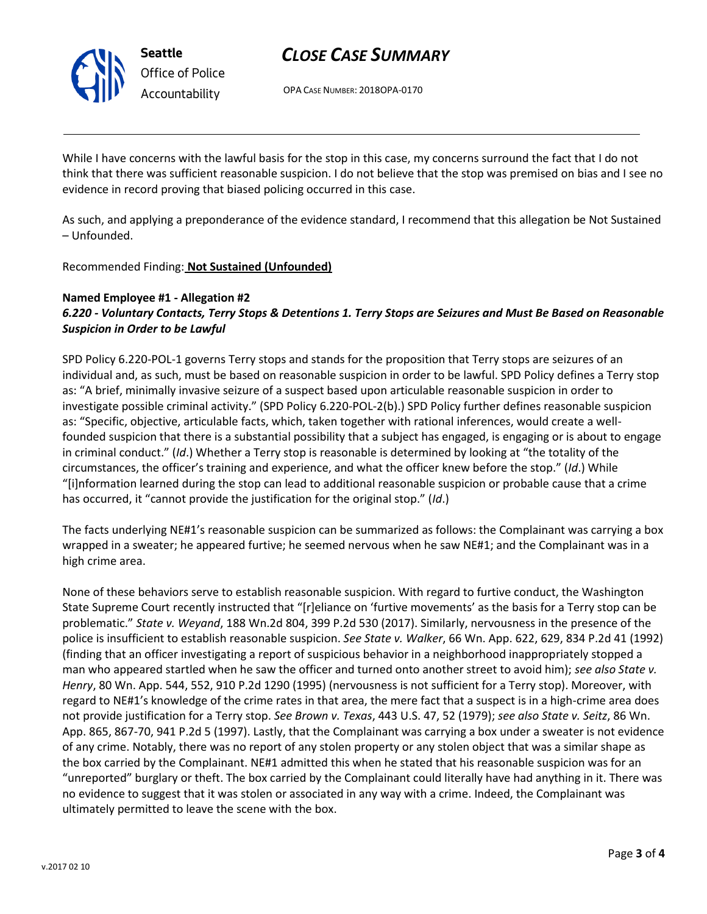While I have concerns with the lawful basis for the stop in this case, my concerns surround the fact that I do not think that there was sufficient reasonable suspicion. I do not believe that the stop was premised on bias and I see no evidence in record proving that biased policing occurred in this case.

As such, and applying a preponderance of the evidence standard, I recommend that this allegation be Not Sustained – Unfounded.

Recommended Finding: **Not Sustained (Unfounded)**

**Named Employee #1 - Allegation #2**
***6.220 - Voluntary Contacts, Terry Stops & Detentions 1. Terry Stops are Seizures and Must Be Based on Reasonable Suspicion in Order to be Lawful***

SPD Policy 6.220-POL-1 governs Terry stops and stands for the proposition that Terry stops are seizures of an individual and, as such, must be based on reasonable suspicion in order to be lawful. SPD Policy defines a Terry stop as: "A brief, minimally invasive seizure of a suspect based upon articulable reasonable suspicion in order to investigate possible criminal activity." (SPD Policy 6.220-POL-2(b).) SPD Policy further defines reasonable suspicion as: "Specific, objective, articulable facts, which, taken together with rational inferences, would create a well-founded suspicion that there is a substantial possibility that a subject has engaged, is engaging or is about to engage in criminal conduct." (*Id*.) Whether a Terry stop is reasonable is determined by looking at "the totality of the circumstances, the officer's training and experience, and what the officer knew before the stop." (*Id*.) While "[i]nformation learned during the stop can lead to additional reasonable suspicion or probable cause that a crime has occurred, it "cannot provide the justification for the original stop." (*Id*.)

The facts underlying NE#1's reasonable suspicion can be summarized as follows: the Complainant was carrying a box wrapped in a sweater; he appeared furtive; he seemed nervous when he saw NE#1; and the Complainant was in a high crime area.

None of these behaviors serve to establish reasonable suspicion. With regard to furtive conduct, the Washington State Supreme Court recently instructed that "[r]eliance on 'furtive movements' as the basis for a Terry stop can be problematic." *State v. Weyand*, 188 Wn.2d 804, 399 P.2d 530 (2017). Similarly, nervousness in the presence of the police is insufficient to establish reasonable suspicion. *See State v. Walker*, 66 Wn. App. 622, 629, 834 P.2d 41 (1992) (finding that an officer investigating a report of suspicious behavior in a neighborhood inappropriately stopped a man who appeared startled when he saw the officer and turned onto another street to avoid him); *see also State v. Henry*, 80 Wn. App. 544, 552, 910 P.2d 1290 (1995) (nervousness is not sufficient for a Terry stop). Moreover, with regard to NE#1's knowledge of the crime rates in that area, the mere fact that a suspect is in a high-crime area does not provide justification for a Terry stop. *See Brown v. Texas*, 443 U.S. 47, 52 (1979); *see also State v. Seitz*, 86 Wn. App. 865, 867-70, 941 P.2d 5 (1997). Lastly, that the Complainant was carrying a box under a sweater is not evidence of any crime. Notably, there was no report of any stolen property or any stolen object that was a similar shape as the box carried by the Complainant. NE#1 admitted this when he stated that his reasonable suspicion was for an "unreported" burglary or theft. The box carried by the Complainant could literally have had anything in it. There was no evidence to suggest that it was stolen or associated in any way with a crime. Indeed, the Complainant was ultimately permitted to leave the scene with the box.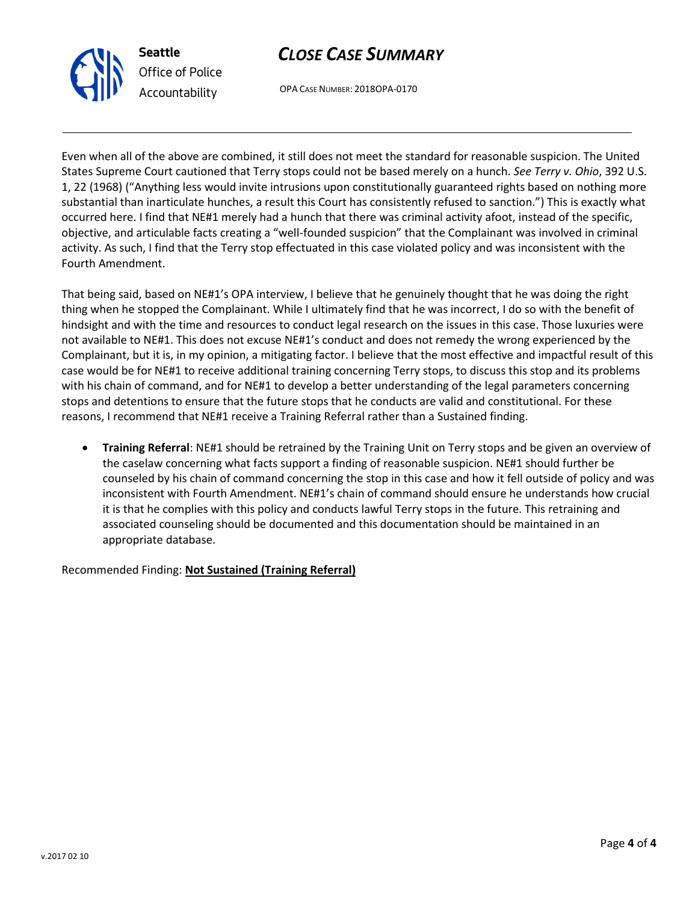Even when all of the above are combined, it still does not meet the standard for reasonable suspicion. The United States Supreme Court cautioned that Terry stops could not be based merely on a hunch. *See Terry v. Ohio*, 392 U.S. 1, 22 (1968) ("Anything less would invite intrusions upon constitutionally guaranteed rights based on nothing more substantial than inarticulate hunches, a result this Court has consistently refused to sanction.") This is exactly what occurred here. I find that NE#1 merely had a hunch that there was criminal activity afoot, instead of the specific, objective, and articulable facts creating a "well-founded suspicion" that the Complainant was involved in criminal activity. As such, I find that the Terry stop effectuated in this case violated policy and was inconsistent with the Fourth Amendment.

That being said, based on NE#1's OPA interview, I believe that he genuinely thought that he was doing the right thing when he stopped the Complainant. While I ultimately find that he was incorrect, I do so with the benefit of hindsight and with the time and resources to conduct legal research on the issues in this case. Those luxuries were not available to NE#1. This does not excuse NE#1's conduct and does not remedy the wrong experienced by the Complainant, but it is, in my opinion, a mitigating factor. I believe that the most effective and impactful result of this case would be for NE#1 to receive additional training concerning Terry stops, to discuss this stop and its problems with his chain of command, and for NE#1 to develop a better understanding of the legal parameters concerning stops and detentions to ensure that the future stops that he conducts are valid and constitutional. For these reasons, I recommend that NE#1 receive a Training Referral rather than a Sustained finding.

- **Training Referral**: NE#1 should be retrained by the Training Unit on Terry stops and be given an overview of the caselaw concerning what facts support a finding of reasonable suspicion. NE#1 should further be counseled by his chain of command concerning the stop in this case and how it fell outside of policy and was inconsistent with Fourth Amendment. NE#1's chain of command should ensure he understands how crucial it is that he complies with this policy and conducts lawful Terry stops in the future. This retraining and associated counseling should be documented and this documentation should be maintained in an appropriate database.

Recommended Finding: **Not Sustained (Training Referral)**